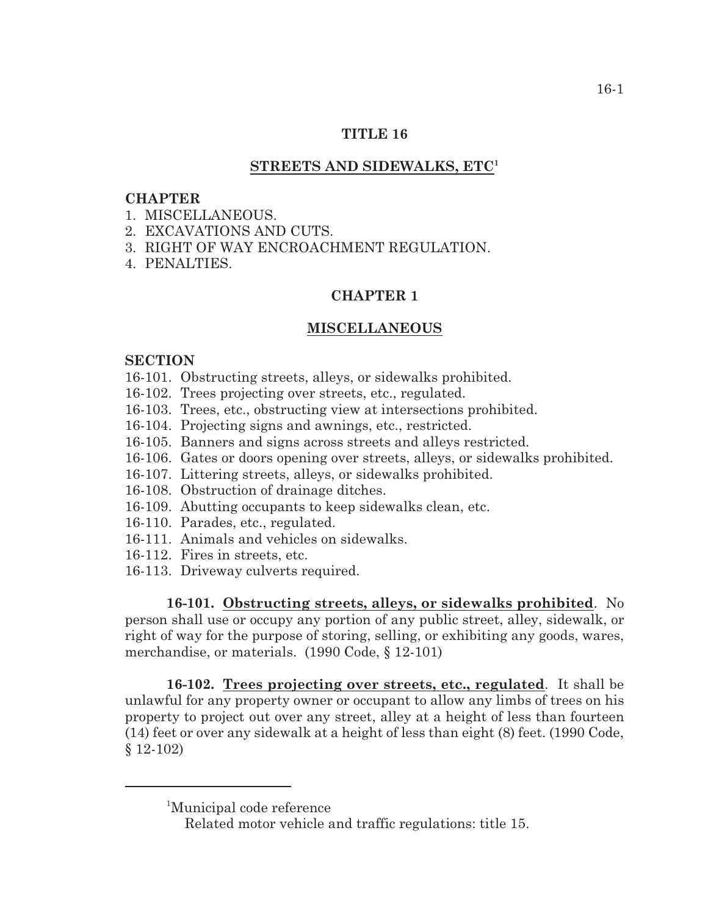# TITLE 16

## STREETS AND SIDEWALKS, ETC[1]

**CHAPTER**

1. MISCELLANEOUS.
2. EXCAVATIONS AND CUTS.
3. RIGHT OF WAY ENCROACHMENT REGULATION.
4. PENALTIES.

## CHAPTER 1

## MISCELLANEOUS

**SECTION**

16-101. Obstructing streets, alleys, or sidewalks prohibited.
16-102. Trees projecting over streets, etc., regulated.
16-103. Trees, etc., obstructing view at intersections prohibited.
16-104. Projecting signs and awnings, etc., restricted.
16-105. Banners and signs across streets and alleys restricted.
16-106. Gates or doors opening over streets, alleys, or sidewalks prohibited.
16-107. Littering streets, alleys, or sidewalks prohibited.
16-108. Obstruction of drainage ditches.
16-109. Abutting occupants to keep sidewalks clean, etc.
16-110. Parades, etc., regulated.
16-111. Animals and vehicles on sidewalks.
16-112. Fires in streets, etc.
16-113. Driveway culverts required.

**16-101. Obstructing streets, alleys, or sidewalks prohibited**. No person shall use or occupy any portion of any public street, alley, sidewalk, or right of way for the purpose of storing, selling, or exhibiting any goods, wares, merchandise, or materials. (1990 Code, § 12-101)

**16-102. Trees projecting over streets, etc., regulated**. It shall be unlawful for any property owner or occupant to allow any limbs of trees on his property to project out over any street, alley at a height of less than fourteen (14) feet or over any sidewalk at a height of less than eight (8) feet. (1990 Code, § 12-102)

---

[1]Municipal code reference
Related motor vehicle and traffic regulations: title 15.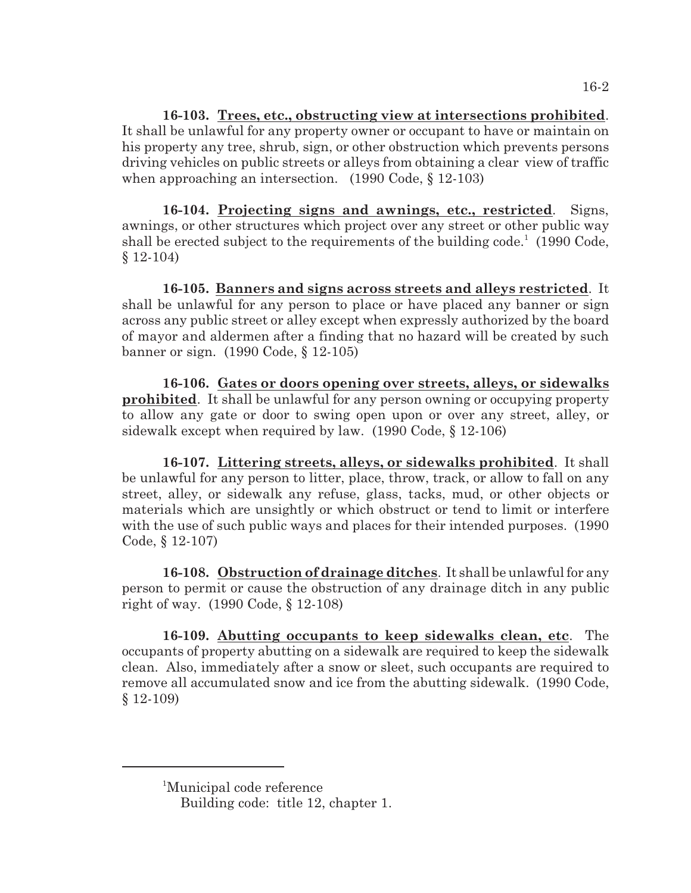**16-103. Trees, etc., obstructing view at intersections prohibited**. It shall be unlawful for any property owner or occupant to have or maintain on his property any tree, shrub, sign, or other obstruction which prevents persons driving vehicles on public streets or alleys from obtaining a clear view of traffic when approaching an intersection. (1990 Code, § 12-103)

**16-104. Projecting signs and awnings, etc., restricted**. Signs, awnings, or other structures which project over any street or other public way shall be erected subject to the requirements of the building code.[1] (1990 Code, § 12-104)

**16-105. Banners and signs across streets and alleys restricted**. It shall be unlawful for any person to place or have placed any banner or sign across any public street or alley except when expressly authorized by the board of mayor and aldermen after a finding that no hazard will be created by such banner or sign. (1990 Code, § 12-105)

**16-106. Gates or doors opening over streets, alleys, or sidewalks prohibited**. It shall be unlawful for any person owning or occupying property to allow any gate or door to swing open upon or over any street, alley, or sidewalk except when required by law. (1990 Code, § 12-106)

**16-107. Littering streets, alleys, or sidewalks prohibited**. It shall be unlawful for any person to litter, place, throw, track, or allow to fall on any street, alley, or sidewalk any refuse, glass, tacks, mud, or other objects or materials which are unsightly or which obstruct or tend to limit or interfere with the use of such public ways and places for their intended purposes. (1990 Code, § 12-107)

**16-108. Obstruction of drainage ditches**. It shall be unlawful for any person to permit or cause the obstruction of any drainage ditch in any public right of way. (1990 Code, § 12-108)

**16-109. Abutting occupants to keep sidewalks clean, etc**. The occupants of property abutting on a sidewalk are required to keep the sidewalk clean. Also, immediately after a snow or sleet, such occupants are required to remove all accumulated snow and ice from the abutting sidewalk. (1990 Code, § 12-109)

---

[1]Municipal code reference
Building code: title 12, chapter 1.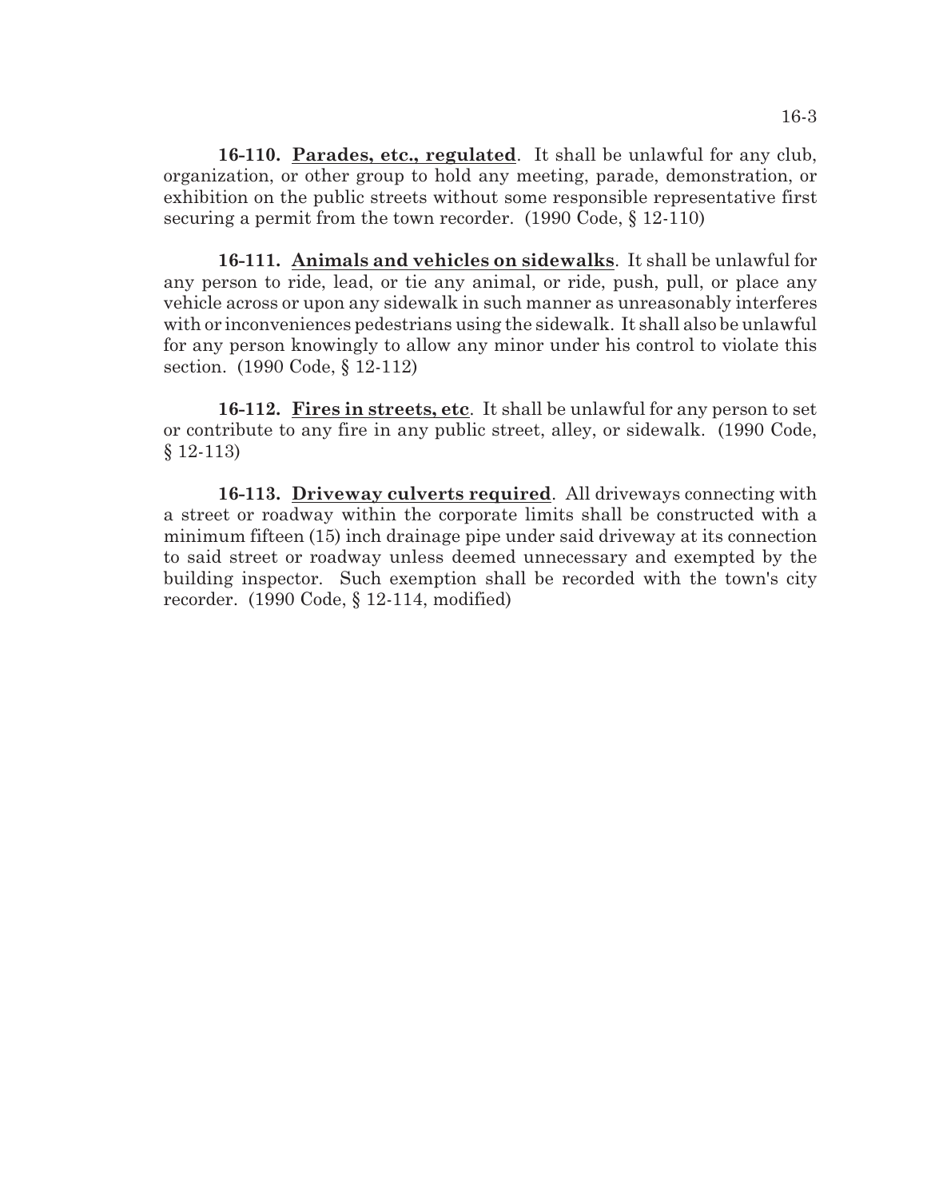**16-110. <u>Parades, etc., regulated</u>**. It shall be unlawful for any club, organization, or other group to hold any meeting, parade, demonstration, or exhibition on the public streets without some responsible representative first securing a permit from the town recorder. (1990 Code, § 12-110)

**16-111. <u>Animals and vehicles on sidewalks</u>**. It shall be unlawful for any person to ride, lead, or tie any animal, or ride, push, pull, or place any vehicle across or upon any sidewalk in such manner as unreasonably interferes with or inconveniences pedestrians using the sidewalk. It shall also be unlawful for any person knowingly to allow any minor under his control to violate this section. (1990 Code, § 12-112)

**16-112. <u>Fires in streets, etc</u>**. It shall be unlawful for any person to set or contribute to any fire in any public street, alley, or sidewalk. (1990 Code, § 12-113)

**16-113. <u>Driveway culverts required</u>**. All driveways connecting with a street or roadway within the corporate limits shall be constructed with a minimum fifteen (15) inch drainage pipe under said driveway at its connection to said street or roadway unless deemed unnecessary and exempted by the building inspector. Such exemption shall be recorded with the town's city recorder. (1990 Code, § 12-114, modified)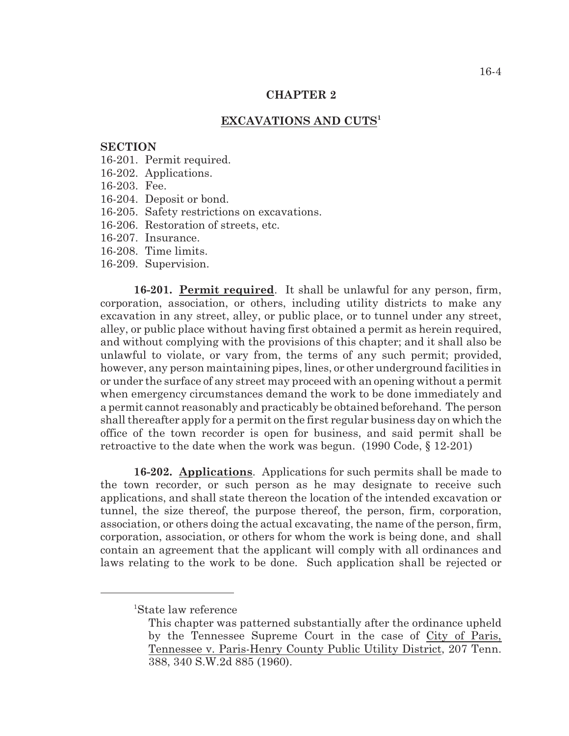## CHAPTER 2

## EXCAVATIONS AND CUTS[1]

**SECTION**

16-201. Permit required.
16-202. Applications.
16-203. Fee.
16-204. Deposit or bond.
16-205. Safety restrictions on excavations.
16-206. Restoration of streets, etc.
16-207. Insurance.
16-208. Time limits.
16-209. Supervision.

**16-201. Permit required**. It shall be unlawful for any person, firm, corporation, association, or others, including utility districts to make any excavation in any street, alley, or public place, or to tunnel under any street, alley, or public place without having first obtained a permit as herein required, and without complying with the provisions of this chapter; and it shall also be unlawful to violate, or vary from, the terms of any such permit; provided, however, any person maintaining pipes, lines, or other underground facilities in or under the surface of any street may proceed with an opening without a permit when emergency circumstances demand the work to be done immediately and a permit cannot reasonably and practicably be obtained beforehand. The person shall thereafter apply for a permit on the first regular business day on which the office of the town recorder is open for business, and said permit shall be retroactive to the date when the work was begun. (1990 Code, § 12-201)

**16-202. Applications**. Applications for such permits shall be made to the town recorder, or such person as he may designate to receive such applications, and shall state thereon the location of the intended excavation or tunnel, the size thereof, the purpose thereof, the person, firm, corporation, association, or others doing the actual excavating, the name of the person, firm, corporation, association, or others for whom the work is being done, and shall contain an agreement that the applicant will comply with all ordinances and laws relating to the work to be done. Such application shall be rejected or

---

[1]State law reference

This chapter was patterned substantially after the ordinance upheld by the Tennessee Supreme Court in the case of City of Paris, Tennessee v. Paris-Henry County Public Utility District, 207 Tenn. 388, 340 S.W.2d 885 (1960).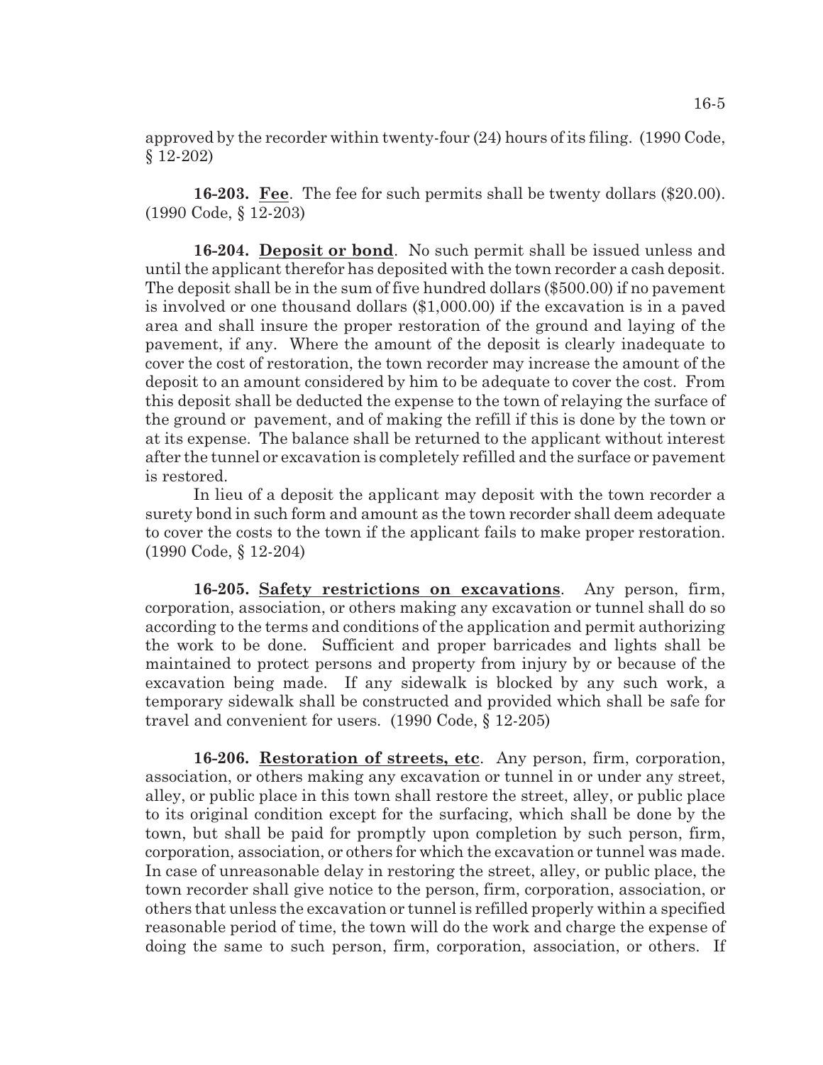approved by the recorder within twenty-four (24) hours of its filing. (1990 Code, § 12-202)

**16-203. Fee**. The fee for such permits shall be twenty dollars ($20.00). (1990 Code, § 12-203)

**16-204. Deposit or bond**. No such permit shall be issued unless and until the applicant therefor has deposited with the town recorder a cash deposit. The deposit shall be in the sum of five hundred dollars ($500.00) if no pavement is involved or one thousand dollars ($1,000.00) if the excavation is in a paved area and shall insure the proper restoration of the ground and laying of the pavement, if any. Where the amount of the deposit is clearly inadequate to cover the cost of restoration, the town recorder may increase the amount of the deposit to an amount considered by him to be adequate to cover the cost. From this deposit shall be deducted the expense to the town of relaying the surface of the ground or pavement, and of making the refill if this is done by the town or at its expense. The balance shall be returned to the applicant without interest after the tunnel or excavation is completely refilled and the surface or pavement is restored.

In lieu of a deposit the applicant may deposit with the town recorder a surety bond in such form and amount as the town recorder shall deem adequate to cover the costs to the town if the applicant fails to make proper restoration. (1990 Code, § 12-204)

**16-205. Safety restrictions on excavations**. Any person, firm, corporation, association, or others making any excavation or tunnel shall do so according to the terms and conditions of the application and permit authorizing the work to be done. Sufficient and proper barricades and lights shall be maintained to protect persons and property from injury by or because of the excavation being made. If any sidewalk is blocked by any such work, a temporary sidewalk shall be constructed and provided which shall be safe for travel and convenient for users. (1990 Code, § 12-205)

**16-206. Restoration of streets, etc**. Any person, firm, corporation, association, or others making any excavation or tunnel in or under any street, alley, or public place in this town shall restore the street, alley, or public place to its original condition except for the surfacing, which shall be done by the town, but shall be paid for promptly upon completion by such person, firm, corporation, association, or others for which the excavation or tunnel was made. In case of unreasonable delay in restoring the street, alley, or public place, the town recorder shall give notice to the person, firm, corporation, association, or others that unless the excavation or tunnel is refilled properly within a specified reasonable period of time, the town will do the work and charge the expense of doing the same to such person, firm, corporation, association, or others. If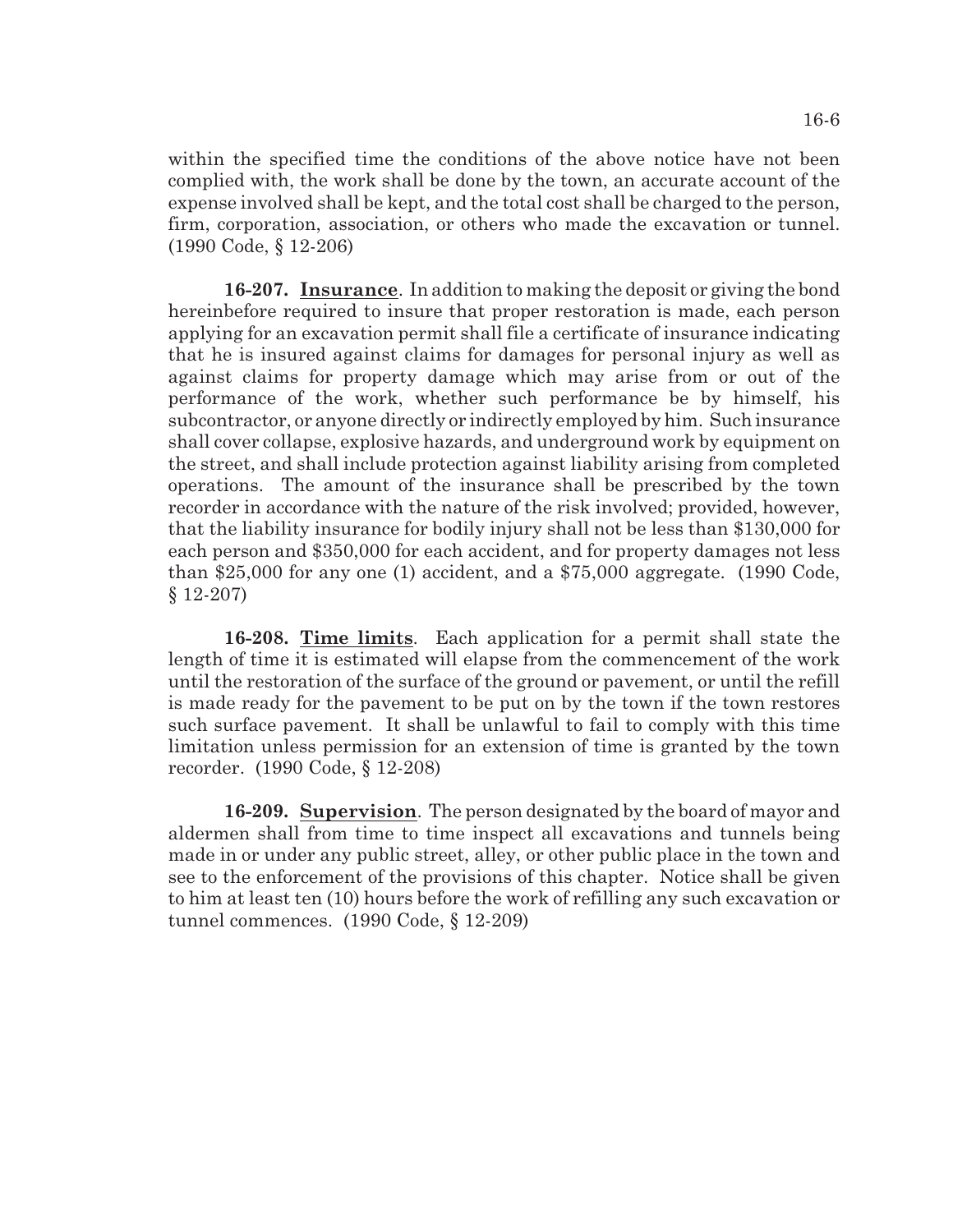within the specified time the conditions of the above notice have not been complied with, the work shall be done by the town, an accurate account of the expense involved shall be kept, and the total cost shall be charged to the person, firm, corporation, association, or others who made the excavation or tunnel. (1990 Code, § 12-206)

**16-207. Insurance**. In addition to making the deposit or giving the bond hereinbefore required to insure that proper restoration is made, each person applying for an excavation permit shall file a certificate of insurance indicating that he is insured against claims for damages for personal injury as well as against claims for property damage which may arise from or out of the performance of the work, whether such performance be by himself, his subcontractor, or anyone directly or indirectly employed by him. Such insurance shall cover collapse, explosive hazards, and underground work by equipment on the street, and shall include protection against liability arising from completed operations. The amount of the insurance shall be prescribed by the town recorder in accordance with the nature of the risk involved; provided, however, that the liability insurance for bodily injury shall not be less than $130,000 for each person and $350,000 for each accident, and for property damages not less than $25,000 for any one (1) accident, and a $75,000 aggregate. (1990 Code, § 12-207)

**16-208. Time limits**. Each application for a permit shall state the length of time it is estimated will elapse from the commencement of the work until the restoration of the surface of the ground or pavement, or until the refill is made ready for the pavement to be put on by the town if the town restores such surface pavement. It shall be unlawful to fail to comply with this time limitation unless permission for an extension of time is granted by the town recorder. (1990 Code, § 12-208)

**16-209. Supervision**. The person designated by the board of mayor and aldermen shall from time to time inspect all excavations and tunnels being made in or under any public street, alley, or other public place in the town and see to the enforcement of the provisions of this chapter. Notice shall be given to him at least ten (10) hours before the work of refilling any such excavation or tunnel commences. (1990 Code, § 12-209)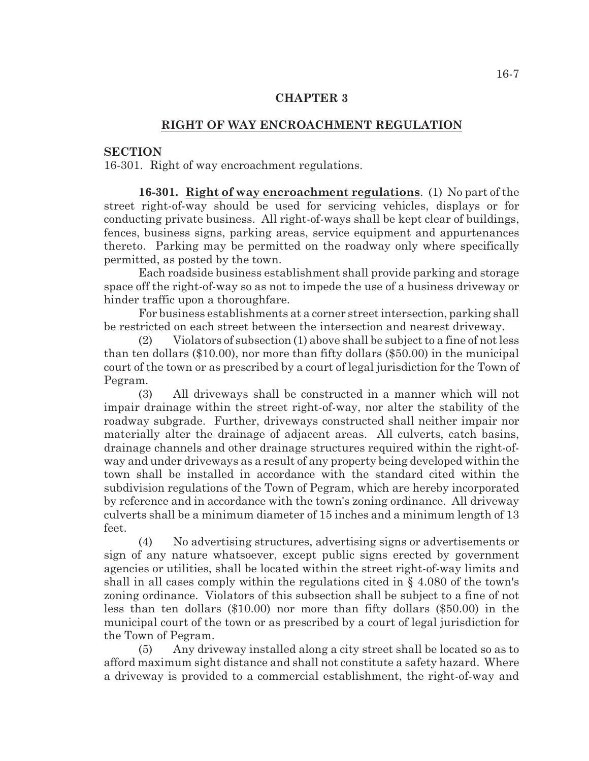## CHAPTER 3

## RIGHT OF WAY ENCROACHMENT REGULATION

**SECTION**

16-301. Right of way encroachment regulations.

**16-301. Right of way encroachment regulations**. (1) No part of the street right-of-way should be used for servicing vehicles, displays or for conducting private business. All right-of-ways shall be kept clear of buildings, fences, business signs, parking areas, service equipment and appurtenances thereto. Parking may be permitted on the roadway only where specifically permitted, as posted by the town.

Each roadside business establishment shall provide parking and storage space off the right-of-way so as not to impede the use of a business driveway or hinder traffic upon a thoroughfare.

For business establishments at a corner street intersection, parking shall be restricted on each street between the intersection and nearest driveway.

(2) Violators of subsection (1) above shall be subject to a fine of not less than ten dollars ($10.00), nor more than fifty dollars ($50.00) in the municipal court of the town or as prescribed by a court of legal jurisdiction for the Town of Pegram.

(3) All driveways shall be constructed in a manner which will not impair drainage within the street right-of-way, nor alter the stability of the roadway subgrade. Further, driveways constructed shall neither impair nor materially alter the drainage of adjacent areas. All culverts, catch basins, drainage channels and other drainage structures required within the right-of-way and under driveways as a result of any property being developed within the town shall be installed in accordance with the standard cited within the subdivision regulations of the Town of Pegram, which are hereby incorporated by reference and in accordance with the town's zoning ordinance. All driveway culverts shall be a minimum diameter of 15 inches and a minimum length of 13 feet.

(4) No advertising structures, advertising signs or advertisements or sign of any nature whatsoever, except public signs erected by government agencies or utilities, shall be located within the street right-of-way limits and shall in all cases comply within the regulations cited in § 4.080 of the town's zoning ordinance. Violators of this subsection shall be subject to a fine of not less than ten dollars ($10.00) nor more than fifty dollars ($50.00) in the municipal court of the town or as prescribed by a court of legal jurisdiction for the Town of Pegram.

(5) Any driveway installed along a city street shall be located so as to afford maximum sight distance and shall not constitute a safety hazard. Where a driveway is provided to a commercial establishment, the right-of-way and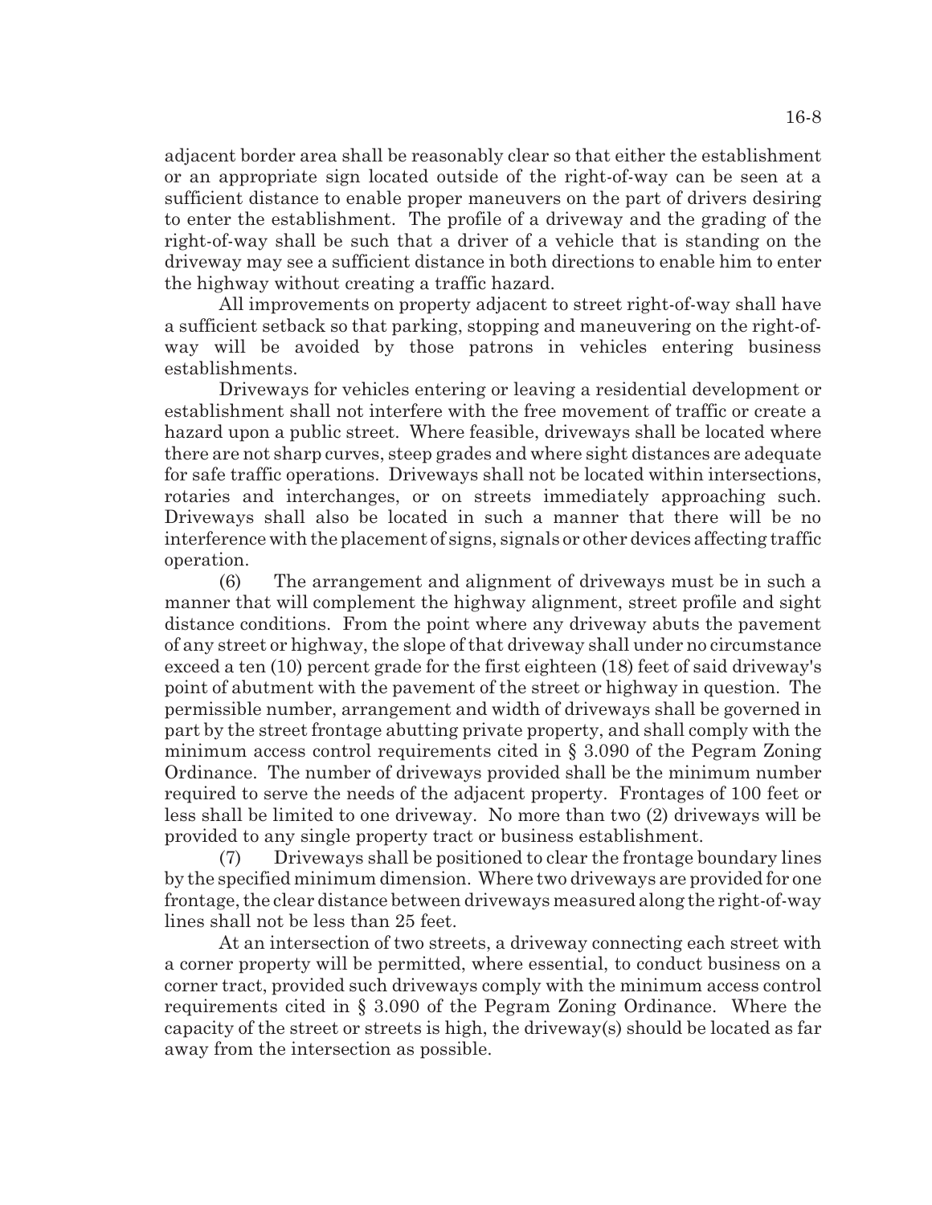adjacent border area shall be reasonably clear so that either the establishment or an appropriate sign located outside of the right-of-way can be seen at a sufficient distance to enable proper maneuvers on the part of drivers desiring to enter the establishment. The profile of a driveway and the grading of the right-of-way shall be such that a driver of a vehicle that is standing on the driveway may see a sufficient distance in both directions to enable him to enter the highway without creating a traffic hazard.

All improvements on property adjacent to street right-of-way shall have a sufficient setback so that parking, stopping and maneuvering on the right-of-way will be avoided by those patrons in vehicles entering business establishments.

Driveways for vehicles entering or leaving a residential development or establishment shall not interfere with the free movement of traffic or create a hazard upon a public street. Where feasible, driveways shall be located where there are not sharp curves, steep grades and where sight distances are adequate for safe traffic operations. Driveways shall not be located within intersections, rotaries and interchanges, or on streets immediately approaching such. Driveways shall also be located in such a manner that there will be no interference with the placement of signs, signals or other devices affecting traffic operation.

(6) The arrangement and alignment of driveways must be in such a manner that will complement the highway alignment, street profile and sight distance conditions. From the point where any driveway abuts the pavement of any street or highway, the slope of that driveway shall under no circumstance exceed a ten (10) percent grade for the first eighteen (18) feet of said driveway's point of abutment with the pavement of the street or highway in question. The permissible number, arrangement and width of driveways shall be governed in part by the street frontage abutting private property, and shall comply with the minimum access control requirements cited in § 3.090 of the Pegram Zoning Ordinance. The number of driveways provided shall be the minimum number required to serve the needs of the adjacent property. Frontages of 100 feet or less shall be limited to one driveway. No more than two (2) driveways will be provided to any single property tract or business establishment.

(7) Driveways shall be positioned to clear the frontage boundary lines by the specified minimum dimension. Where two driveways are provided for one frontage, the clear distance between driveways measured along the right-of-way lines shall not be less than 25 feet.

At an intersection of two streets, a driveway connecting each street with a corner property will be permitted, where essential, to conduct business on a corner tract, provided such driveways comply with the minimum access control requirements cited in § 3.090 of the Pegram Zoning Ordinance. Where the capacity of the street or streets is high, the driveway(s) should be located as far away from the intersection as possible.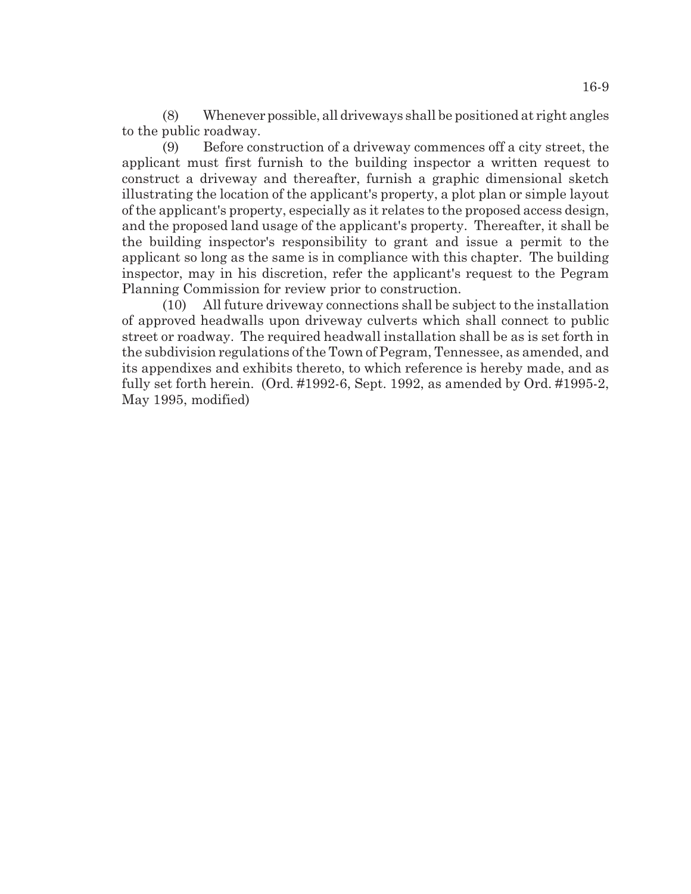(8) Whenever possible, all driveways shall be positioned at right angles to the public roadway.

(9) Before construction of a driveway commences off a city street, the applicant must first furnish to the building inspector a written request to construct a driveway and thereafter, furnish a graphic dimensional sketch illustrating the location of the applicant's property, a plot plan or simple layout of the applicant's property, especially as it relates to the proposed access design, and the proposed land usage of the applicant's property. Thereafter, it shall be the building inspector's responsibility to grant and issue a permit to the applicant so long as the same is in compliance with this chapter. The building inspector, may in his discretion, refer the applicant's request to the Pegram Planning Commission for review prior to construction.

(10) All future driveway connections shall be subject to the installation of approved headwalls upon driveway culverts which shall connect to public street or roadway. The required headwall installation shall be as is set forth in the subdivision regulations of the Town of Pegram, Tennessee, as amended, and its appendixes and exhibits thereto, to which reference is hereby made, and as fully set forth herein. (Ord. #1992-6, Sept. 1992, as amended by Ord. #1995-2, May 1995, modified)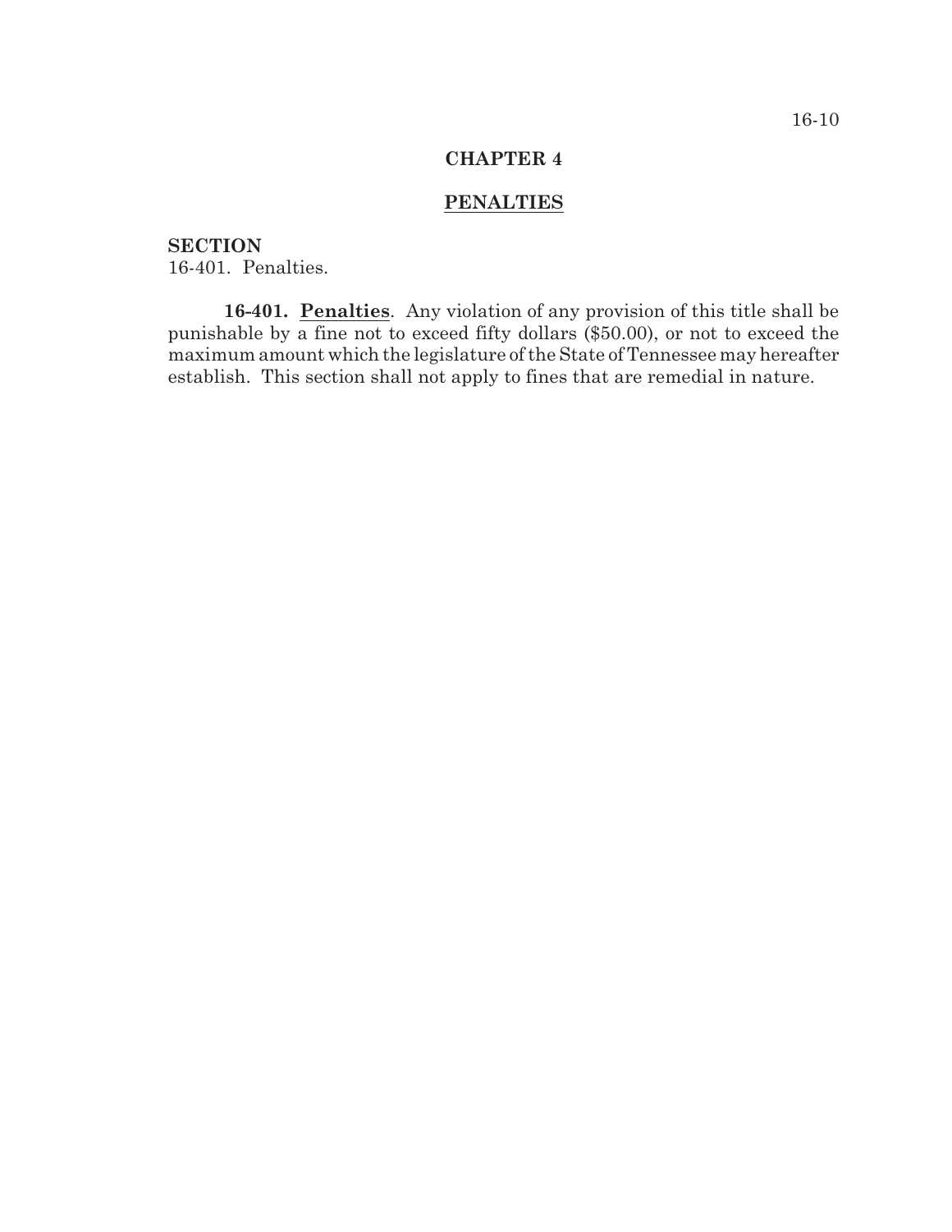# CHAPTER 4

## PENALTIES

**SECTION**
16-401. Penalties.

**16-401. Penalties**. Any violation of any provision of this title shall be punishable by a fine not to exceed fifty dollars ($50.00), or not to exceed the maximum amount which the legislature of the State of Tennessee may hereafter establish. This section shall not apply to fines that are remedial in nature.